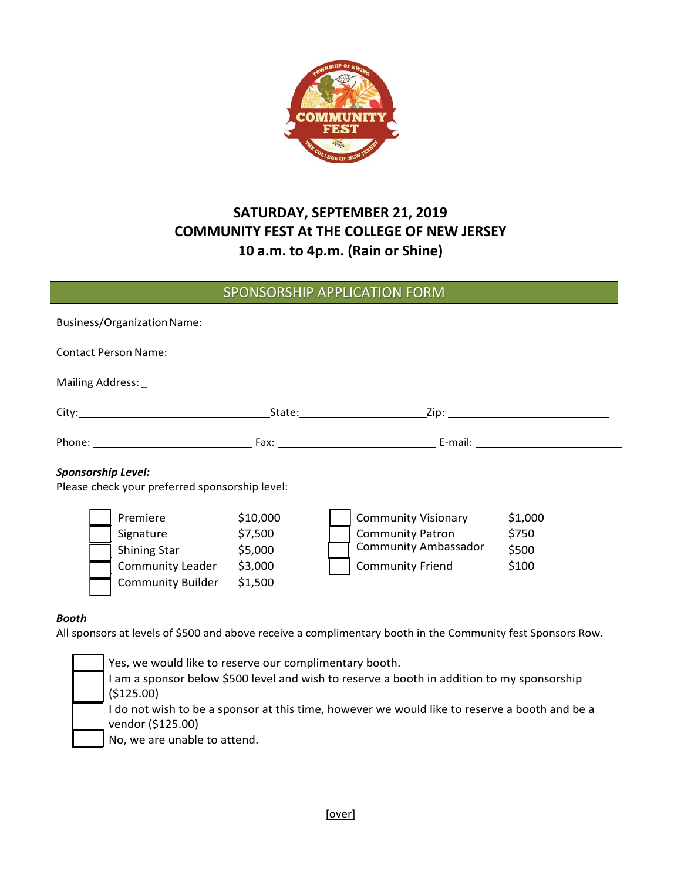# SATURDAY, SEPTEMBER 21, 2019
# COMMUNITY FEST At THE COLLEGE OF NEW JERSEY
# 10 a.m. to 4p.m. (Rain or Shine)

## SPONSORSHIP APPLICATION FORM

Business/Organization Name: ______________________________________________

Contact Person Name: ______________________________________________

Mailing Address: ______________________________________________

City: ____________________ State: ____________________ Zip: ____________________

Phone: ____________________ Fax: ____________________ E-mail: ____________________

***Sponsorship Level:***

Please check your preferred sponsorship level:

| | Level | Amount | | Level | Amount |
|---|---|---|---|---|---|
| ☐ | Premiere | $10,000 | ☐ | Community Visionary | $1,000 |
| ☐ | Signature | $7,500 | ☐ | Community Patron | $750 |
| ☐ | Shining Star | $5,000 | ☐ | Community Ambassador | $500 |
| ☐ | Community Leader | $3,000 | ☐ | Community Friend | $100 |
| ☐ | Community Builder | $1,500 | | | |

***Booth***

All sponsors at levels of $500 and above receive a complimentary booth in the Community fest Sponsors Row.

- ☐ Yes, we would like to reserve our complimentary booth.
- ☐ I am a sponsor below $500 level and wish to reserve a booth in addition to my sponsorship ($125.00)
- ☐ I do not wish to be a sponsor at this time, however we would like to reserve a booth and be a vendor ($125.00)
- ☐ No, we are unable to attend.

[over]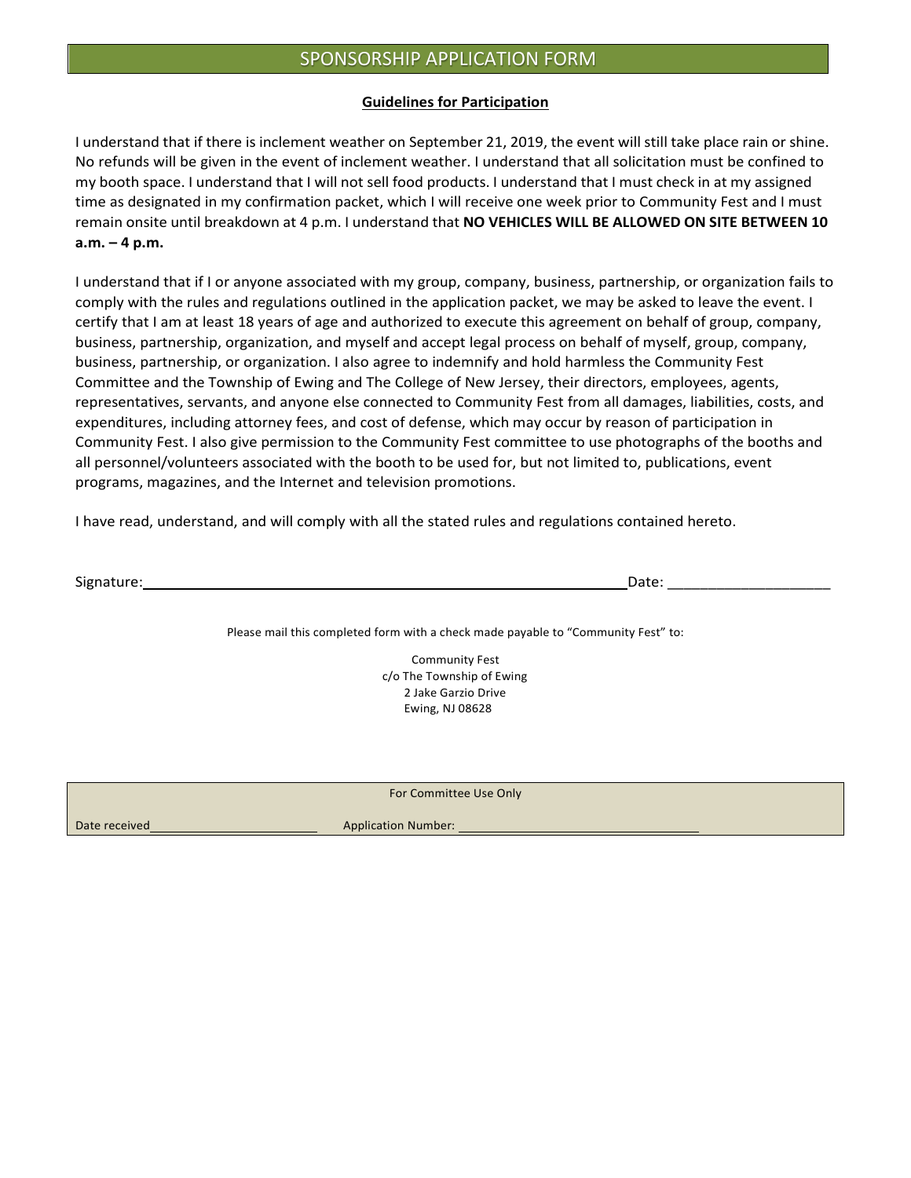# SPONSORSHIP APPLICATION FORM

**Guidelines for Participation**

I understand that if there is inclement weather on September 21, 2019, the event will still take place rain or shine. No refunds will be given in the event of inclement weather. I understand that all solicitation must be confined to my booth space. I understand that I will not sell food products. I understand that I must check in at my assigned time as designated in my confirmation packet, which I will receive one week prior to Community Fest and I must remain onsite until breakdown at 4 p.m. I understand that **NO VEHICLES WILL BE ALLOWED ON SITE BETWEEN 10 a.m. – 4 p.m.**

I understand that if I or anyone associated with my group, company, business, partnership, or organization fails to comply with the rules and regulations outlined in the application packet, we may be asked to leave the event. I certify that I am at least 18 years of age and authorized to execute this agreement on behalf of group, company, business, partnership, organization, and myself and accept legal process on behalf of myself, group, company, business, partnership, or organization. I also agree to indemnify and hold harmless the Community Fest Committee and the Township of Ewing and The College of New Jersey, their directors, employees, agents, representatives, servants, and anyone else connected to Community Fest from all damages, liabilities, costs, and expenditures, including attorney fees, and cost of defense, which may occur by reason of participation in Community Fest. I also give permission to the Community Fest committee to use photographs of the booths and all personnel/volunteers associated with the booth to be used for, but not limited to, publications, event programs, magazines, and the Internet and television promotions.

I have read, understand, and will comply with all the stated rules and regulations contained hereto.

Signature:______________________________________________ Date: ____________________

Please mail this completed form with a check made payable to "Community Fest" to:

Community Fest
c/o The Township of Ewing
2 Jake Garzio Drive
Ewing, NJ 08628

For Committee Use Only

Date received________________________ Application Number: ____________________________________